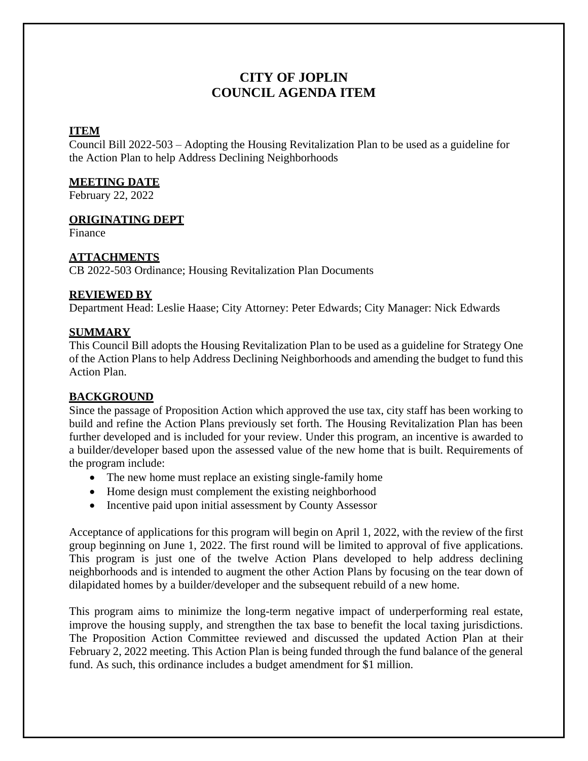# CITY OF JOPLIN
# COUNCIL AGENDA ITEM

## ITEM

Council Bill 2022-503 – Adopting the Housing Revitalization Plan to be used as a guideline for the Action Plan to help Address Declining Neighborhoods

## MEETING DATE

February 22, 2022

## ORIGINATING DEPT

Finance

## ATTACHMENTS

CB 2022-503 Ordinance; Housing Revitalization Plan Documents

## REVIEWED BY

Department Head: Leslie Haase; City Attorney: Peter Edwards; City Manager: Nick Edwards

## SUMMARY

This Council Bill adopts the Housing Revitalization Plan to be used as a guideline for Strategy One of the Action Plans to help Address Declining Neighborhoods and amending the budget to fund this Action Plan.

## BACKGROUND

Since the passage of Proposition Action which approved the use tax, city staff has been working to build and refine the Action Plans previously set forth. The Housing Revitalization Plan has been further developed and is included for your review. Under this program, an incentive is awarded to a builder/developer based upon the assessed value of the new home that is built. Requirements of the program include:

- The new home must replace an existing single-family home
- Home design must complement the existing neighborhood
- Incentive paid upon initial assessment by County Assessor

Acceptance of applications for this program will begin on April 1, 2022, with the review of the first group beginning on June 1, 2022. The first round will be limited to approval of five applications. This program is just one of the twelve Action Plans developed to help address declining neighborhoods and is intended to augment the other Action Plans by focusing on the tear down of dilapidated homes by a builder/developer and the subsequent rebuild of a new home.

This program aims to minimize the long-term negative impact of underperforming real estate, improve the housing supply, and strengthen the tax base to benefit the local taxing jurisdictions. The Proposition Action Committee reviewed and discussed the updated Action Plan at their February 2, 2022 meeting. This Action Plan is being funded through the fund balance of the general fund. As such, this ordinance includes a budget amendment for $1 million.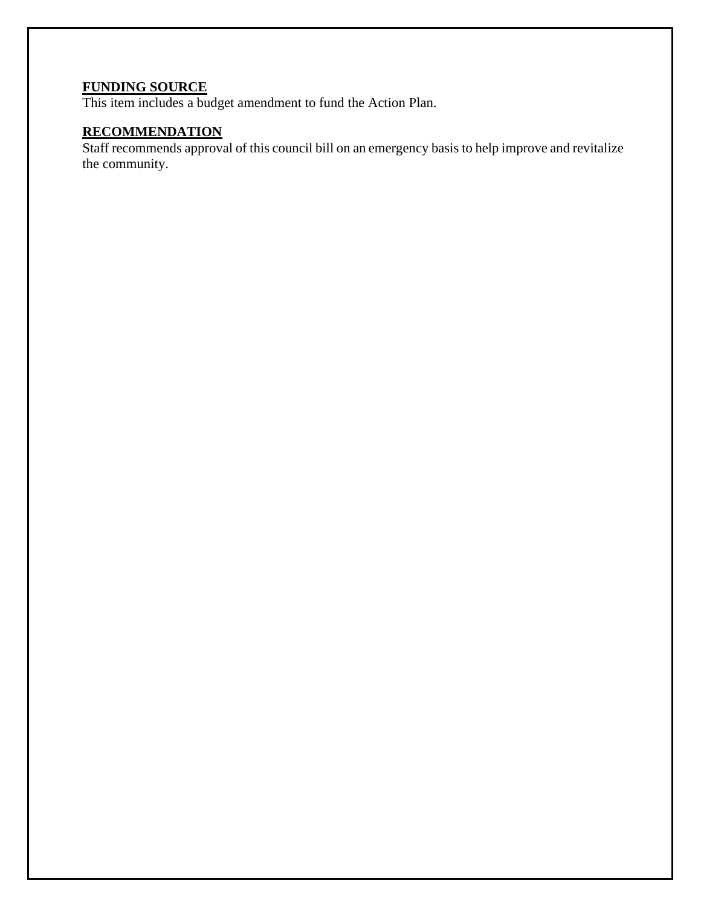**FUNDING SOURCE**

This item includes a budget amendment to fund the Action Plan.

**RECOMMENDATION**

Staff recommends approval of this council bill on an emergency basis to help improve and revitalize the community.